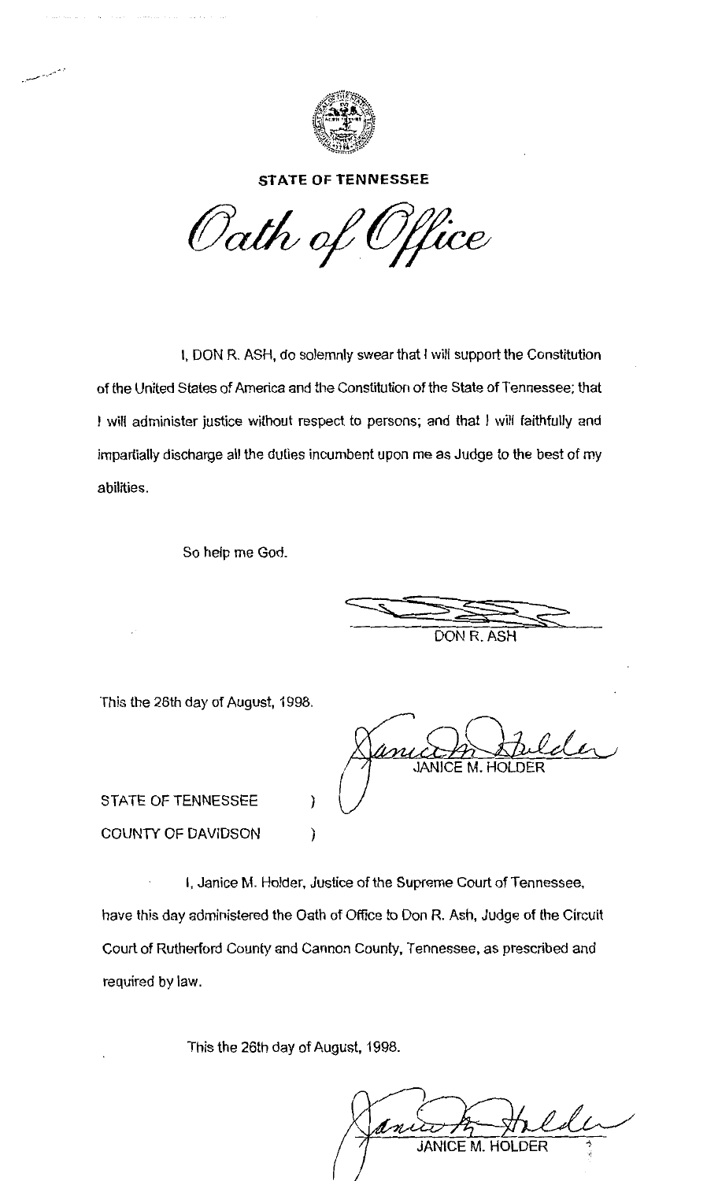**STATE OF TENNESSEE**

# *Oath of Office*

I, DON R. ASH, do solemnly swear that I will support the Constitution of the United States of America and the Constitution of the State of Tennessee; that I will administer justice without respect to persons; and that I will faithfully and impartially discharge all the duties incumbent upon me as Judge to the best of my abilities.

So help me God.

DON R. ASH

This the 26th day of August, 1998.

JANICE M. HOLDER

STATE OF TENNESSEE )
COUNTY OF DAVIDSON )

I, Janice M. Holder, Justice of the Supreme Court of Tennessee, have this day administered the Oath of Office to Don R. Ash, Judge of the Circuit Court of Rutherford County and Cannon County, Tennessee, as prescribed and required by law.

This the 26th day of August, 1998.

JANICE M. HOLDER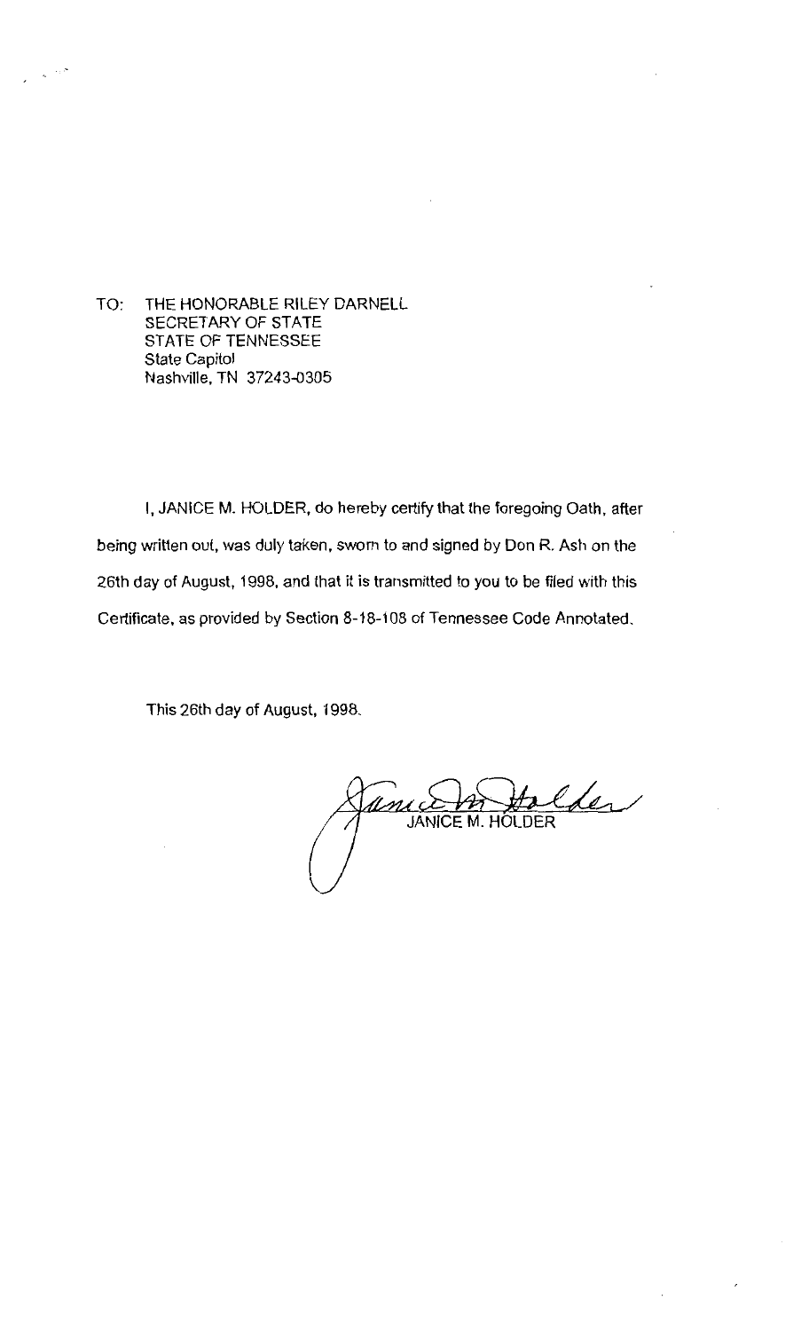TO: THE HONORABLE RILEY DARNELL
SECRETARY OF STATE
STATE OF TENNESSEE
State Capitol
Nashville, TN 37243-0305

I, JANICE M. HOLDER, do hereby certify that the foregoing Oath, after being written out, was duly taken, sworn to and signed by Don R. Ash on the 26th day of August, 1998, and that it is transmitted to you to be filed with this Certificate, as provided by Section 8-18-108 of Tennessee Code Annotated.

This 26th day of August, 1998.

Janice M. Holder

JANICE M. HOLDER